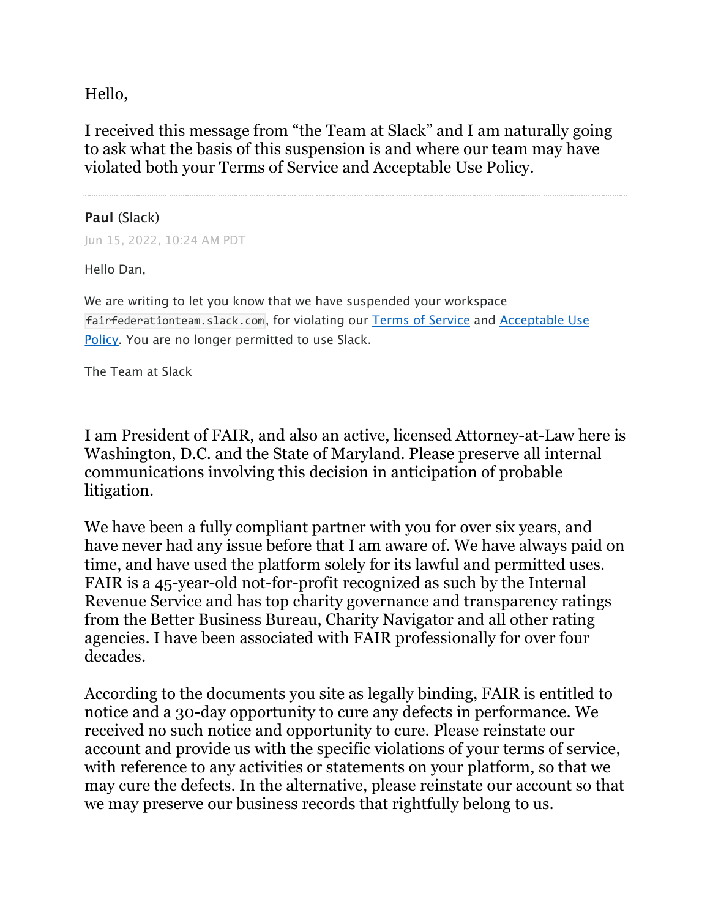Hello,

I received this message from "the Team at Slack" and I am naturally going to ask what the basis of this suspension is and where our team may have violated both your Terms of Service and Acceptable Use Policy.

---

**Paul** (Slack)

Jun 15, 2022, 10:24 AM PDT

Hello Dan,

We are writing to let you know that we have suspended your workspace `fairfederationteam.slack.com`, for violating our Terms of Service and Acceptable Use Policy. You are no longer permitted to use Slack.

The Team at Slack

I am President of FAIR, and also an active, licensed Attorney-at-Law here is Washington, D.C. and the State of Maryland. Please preserve all internal communications involving this decision in anticipation of probable litigation.

We have been a fully compliant partner with you for over six years, and have never had any issue before that I am aware of. We have always paid on time, and have used the platform solely for its lawful and permitted uses. FAIR is a 45-year-old not-for-profit recognized as such by the Internal Revenue Service and has top charity governance and transparency ratings from the Better Business Bureau, Charity Navigator and all other rating agencies. I have been associated with FAIR professionally for over four decades.

According to the documents you site as legally binding, FAIR is entitled to notice and a 30-day opportunity to cure any defects in performance. We received no such notice and opportunity to cure. Please reinstate our account and provide us with the specific violations of your terms of service, with reference to any activities or statements on your platform, so that we may cure the defects. In the alternative, please reinstate our account so that we may preserve our business records that rightfully belong to us.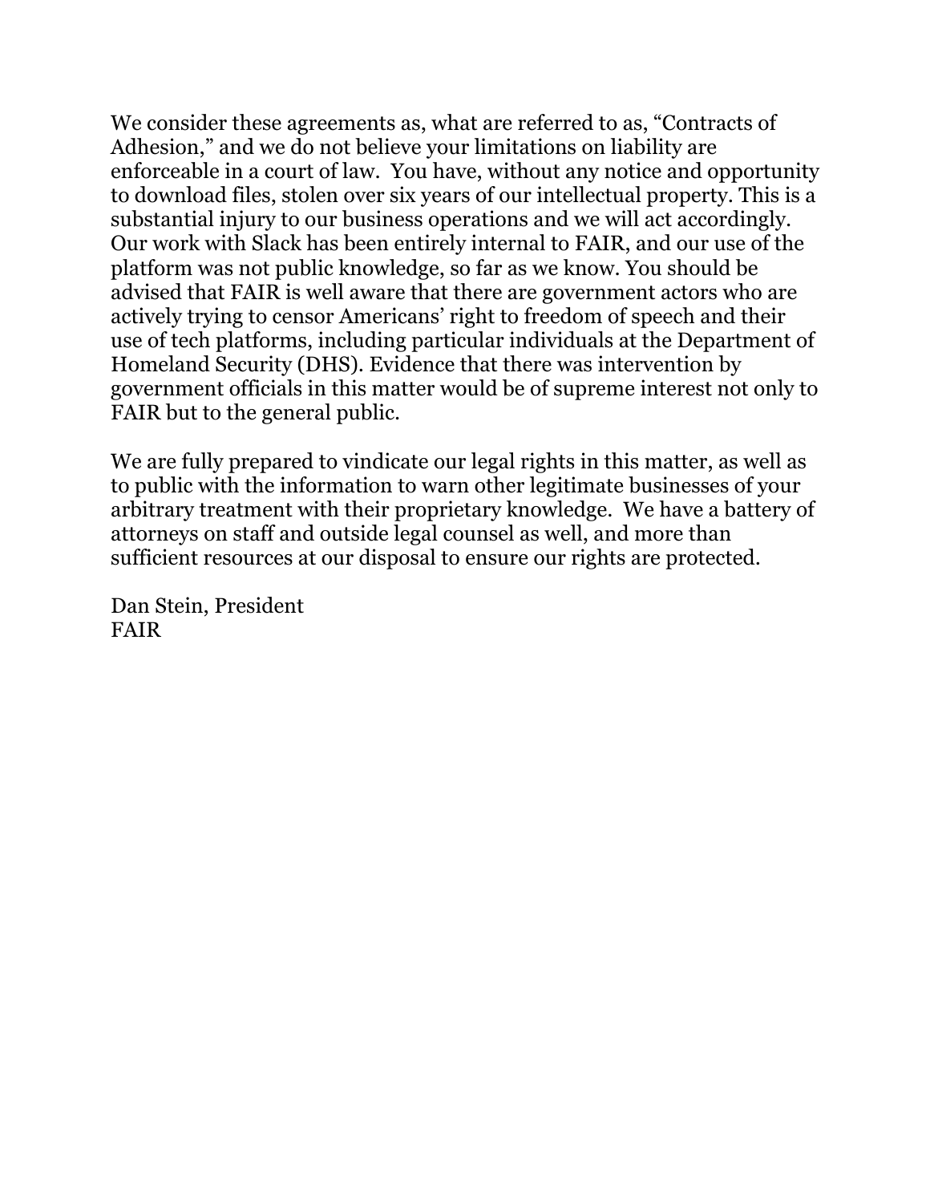We consider these agreements as, what are referred to as, "Contracts of Adhesion," and we do not believe your limitations on liability are enforceable in a court of law. You have, without any notice and opportunity to download files, stolen over six years of our intellectual property. This is a substantial injury to our business operations and we will act accordingly. Our work with Slack has been entirely internal to FAIR, and our use of the platform was not public knowledge, so far as we know. You should be advised that FAIR is well aware that there are government actors who are actively trying to censor Americans' right to freedom of speech and their use of tech platforms, including particular individuals at the Department of Homeland Security (DHS). Evidence that there was intervention by government officials in this matter would be of supreme interest not only to FAIR but to the general public.

We are fully prepared to vindicate our legal rights in this matter, as well as to public with the information to warn other legitimate businesses of your arbitrary treatment with their proprietary knowledge. We have a battery of attorneys on staff and outside legal counsel as well, and more than sufficient resources at our disposal to ensure our rights are protected.

Dan Stein, President
FAIR